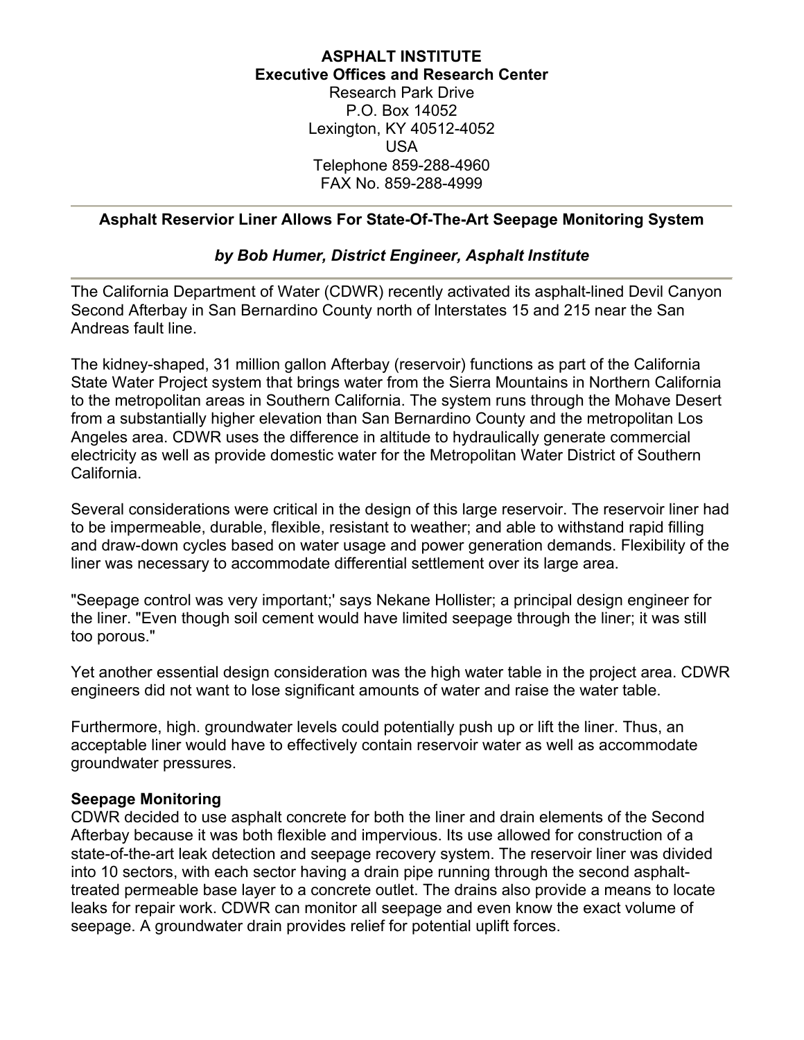**ASPHALT INSTITUTE**
**Executive Offices and Research Center**
Research Park Drive
P.O. Box 14052
Lexington, KY 40512-4052
USA
Telephone 859-288-4960
FAX No. 859-288-4999

---

## Asphalt Reservior Liner Allows For State-Of-The-Art Seepage Monitoring System

***by Bob Humer, District Engineer, Asphalt Institute***

---

The California Department of Water (CDWR) recently activated its asphalt-lined Devil Canyon Second Afterbay in San Bernardino County north of Interstates 15 and 215 near the San Andreas fault line.

The kidney-shaped, 31 million gallon Afterbay (reservoir) functions as part of the California State Water Project system that brings water from the Sierra Mountains in Northern California to the metropolitan areas in Southern California. The system runs through the Mohave Desert from a substantially higher elevation than San Bernardino County and the metropolitan Los Angeles area. CDWR uses the difference in altitude to hydraulically generate commercial electricity as well as provide domestic water for the Metropolitan Water District of Southern California.

Several considerations were critical in the design of this large reservoir. The reservoir liner had to be impermeable, durable, flexible, resistant to weather; and able to withstand rapid filling and draw-down cycles based on water usage and power generation demands. Flexibility of the liner was necessary to accommodate differential settlement over its large area.

"Seepage control was very important;' says Nekane Hollister; a principal design engineer for the liner. "Even though soil cement would have limited seepage through the liner; it was still too porous."

Yet another essential design consideration was the high water table in the project area. CDWR engineers did not want to lose significant amounts of water and raise the water table.

Furthermore, high. groundwater levels could potentially push up or lift the liner. Thus, an acceptable liner would have to effectively contain reservoir water as well as accommodate groundwater pressures.

### Seepage Monitoring

CDWR decided to use asphalt concrete for both the liner and drain elements of the Second Afterbay because it was both flexible and impervious. Its use allowed for construction of a state-of-the-art leak detection and seepage recovery system. The reservoir liner was divided into 10 sectors, with each sector having a drain pipe running through the second asphalt-treated permeable base layer to a concrete outlet. The drains also provide a means to locate leaks for repair work. CDWR can monitor all seepage and even know the exact volume of seepage. A groundwater drain provides relief for potential uplift forces.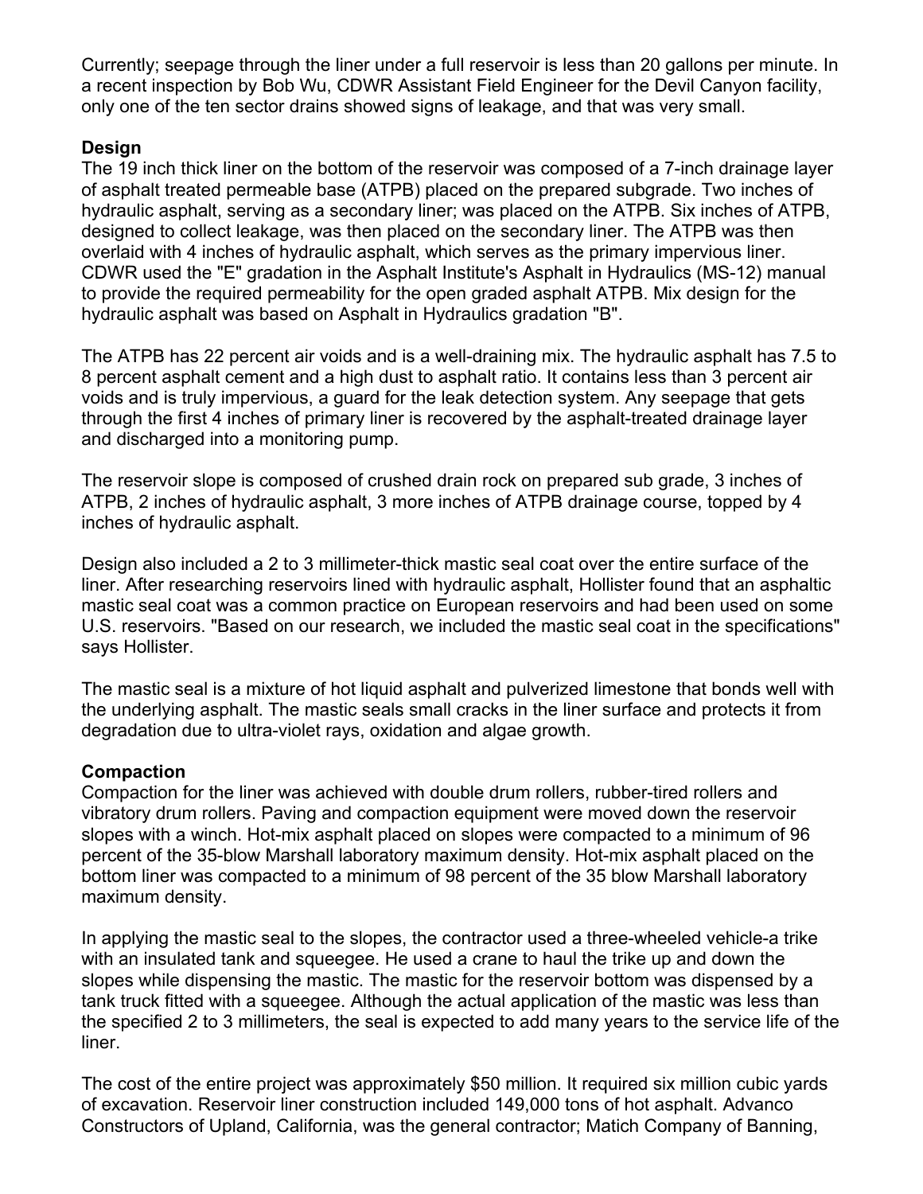Currently; seepage through the liner under a full reservoir is less than 20 gallons per minute. In a recent inspection by Bob Wu, CDWR Assistant Field Engineer for the Devil Canyon facility, only one of the ten sector drains showed signs of leakage, and that was very small.

**Design**

The 19 inch thick liner on the bottom of the reservoir was composed of a 7-inch drainage layer of asphalt treated permeable base (ATPB) placed on the prepared subgrade. Two inches of hydraulic asphalt, serving as a secondary liner; was placed on the ATPB. Six inches of ATPB, designed to collect leakage, was then placed on the secondary liner. The ATPB was then overlaid with 4 inches of hydraulic asphalt, which serves as the primary impervious liner. CDWR used the "E" gradation in the Asphalt Institute's Asphalt in Hydraulics (MS-12) manual to provide the required permeability for the open graded asphalt ATPB. Mix design for the hydraulic asphalt was based on Asphalt in Hydraulics gradation "B".

The ATPB has 22 percent air voids and is a well-draining mix. The hydraulic asphalt has 7.5 to 8 percent asphalt cement and a high dust to asphalt ratio. It contains less than 3 percent air voids and is truly impervious, a guard for the leak detection system. Any seepage that gets through the first 4 inches of primary liner is recovered by the asphalt-treated drainage layer and discharged into a monitoring pump.

The reservoir slope is composed of crushed drain rock on prepared sub grade, 3 inches of ATPB, 2 inches of hydraulic asphalt, 3 more inches of ATPB drainage course, topped by 4 inches of hydraulic asphalt.

Design also included a 2 to 3 millimeter-thick mastic seal coat over the entire surface of the liner. After researching reservoirs lined with hydraulic asphalt, Hollister found that an asphaltic mastic seal coat was a common practice on European reservoirs and had been used on some U.S. reservoirs. "Based on our research, we included the mastic seal coat in the specifications" says Hollister.

The mastic seal is a mixture of hot liquid asphalt and pulverized limestone that bonds well with the underlying asphalt. The mastic seals small cracks in the liner surface and protects it from degradation due to ultra-violet rays, oxidation and algae growth.

**Compaction**

Compaction for the liner was achieved with double drum rollers, rubber-tired rollers and vibratory drum rollers. Paving and compaction equipment were moved down the reservoir slopes with a winch. Hot-mix asphalt placed on slopes were compacted to a minimum of 96 percent of the 35-blow Marshall laboratory maximum density. Hot-mix asphalt placed on the bottom liner was compacted to a minimum of 98 percent of the 35 blow Marshall laboratory maximum density.

In applying the mastic seal to the slopes, the contractor used a three-wheeled vehicle-a trike with an insulated tank and squeegee. He used a crane to haul the trike up and down the slopes while dispensing the mastic. The mastic for the reservoir bottom was dispensed by a tank truck fitted with a squeegee. Although the actual application of the mastic was less than the specified 2 to 3 millimeters, the seal is expected to add many years to the service life of the liner.

The cost of the entire project was approximately $50 million. It required six million cubic yards of excavation. Reservoir liner construction included 149,000 tons of hot asphalt. Advanco Constructors of Upland, California, was the general contractor; Matich Company of Banning,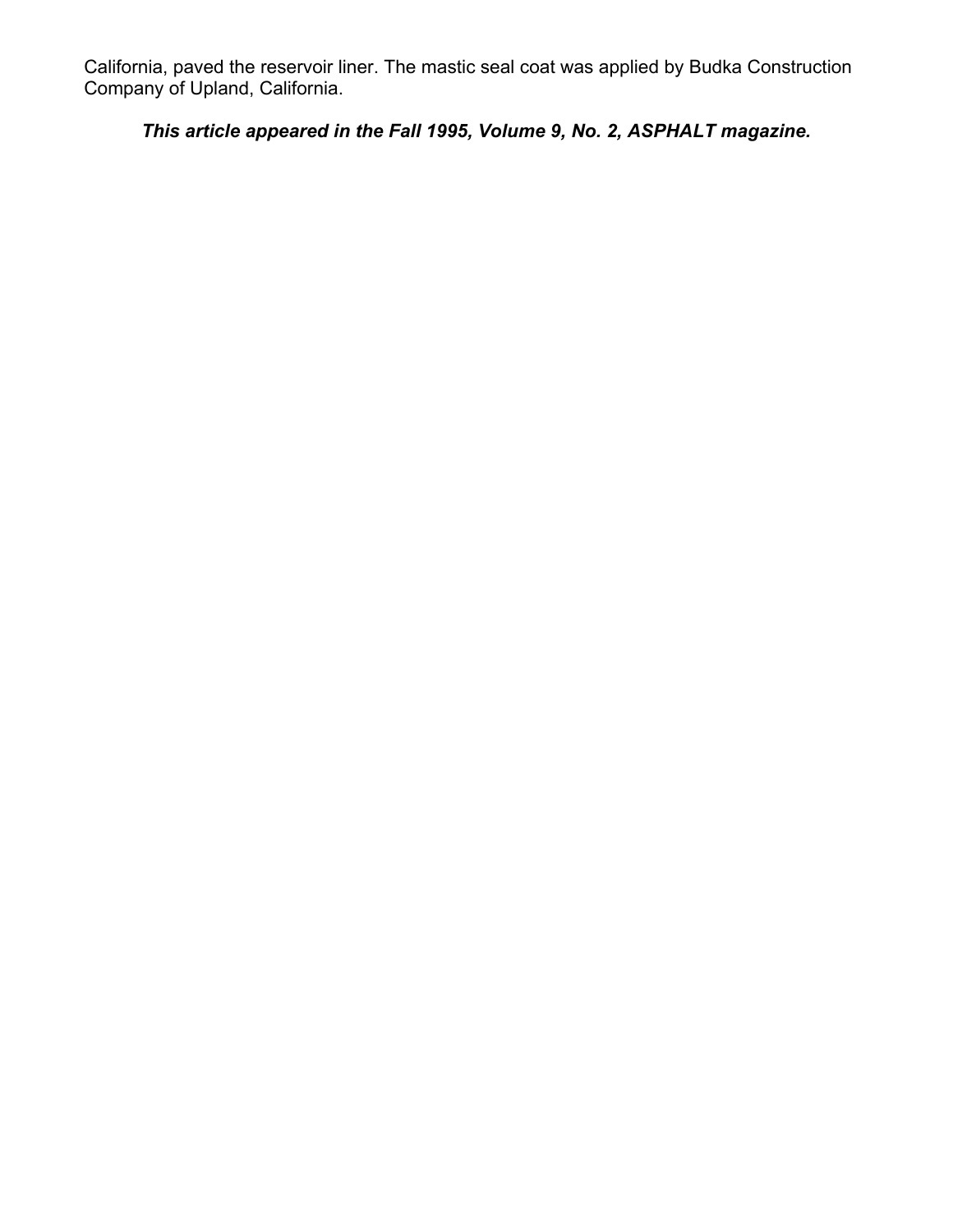California, paved the reservoir liner. The mastic seal coat was applied by Budka Construction Company of Upland, California.

***This article appeared in the Fall 1995, Volume 9, No. 2, ASPHALT magazine.***